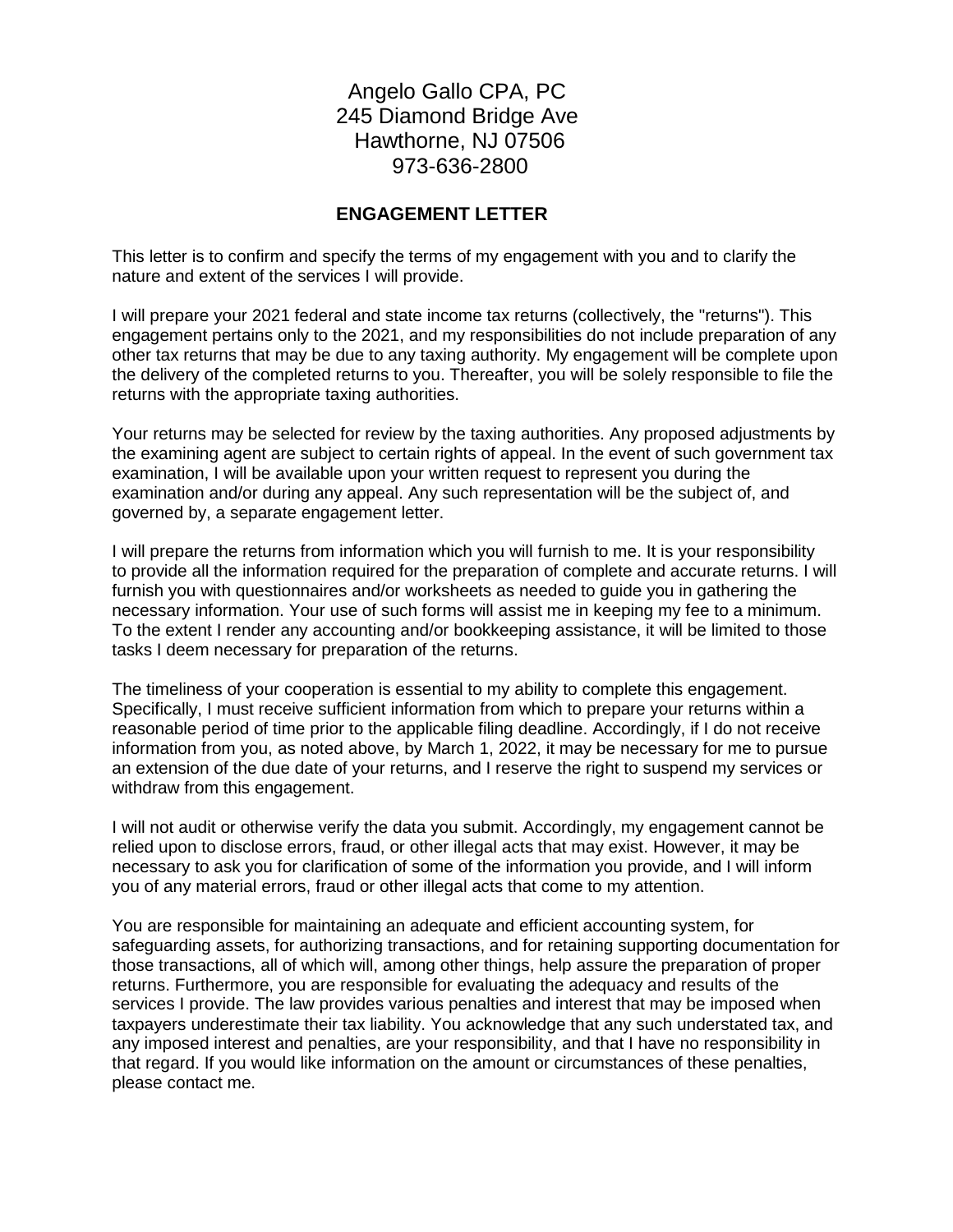Angelo Gallo CPA, PC
245 Diamond Bridge Ave
Hawthorne, NJ 07506
973-636-2800

## ENGAGEMENT LETTER

This letter is to confirm and specify the terms of my engagement with you and to clarify the nature and extent of the services I will provide.

I will prepare your 2021 federal and state income tax returns (collectively, the "returns"). This engagement pertains only to the 2021, and my responsibilities do not include preparation of any other tax returns that may be due to any taxing authority. My engagement will be complete upon the delivery of the completed returns to you. Thereafter, you will be solely responsible to file the returns with the appropriate taxing authorities.

Your returns may be selected for review by the taxing authorities. Any proposed adjustments by the examining agent are subject to certain rights of appeal. In the event of such government tax examination, I will be available upon your written request to represent you during the examination and/or during any appeal. Any such representation will be the subject of, and governed by, a separate engagement letter.

I will prepare the returns from information which you will furnish to me. It is your responsibility to provide all the information required for the preparation of complete and accurate returns. I will furnish you with questionnaires and/or worksheets as needed to guide you in gathering the necessary information. Your use of such forms will assist me in keeping my fee to a minimum. To the extent I render any accounting and/or bookkeeping assistance, it will be limited to those tasks I deem necessary for preparation of the returns.

The timeliness of your cooperation is essential to my ability to complete this engagement. Specifically, I must receive sufficient information from which to prepare your returns within a reasonable period of time prior to the applicable filing deadline. Accordingly, if I do not receive information from you, as noted above, by March 1, 2022, it may be necessary for me to pursue an extension of the due date of your returns, and I reserve the right to suspend my services or withdraw from this engagement.

I will not audit or otherwise verify the data you submit. Accordingly, my engagement cannot be relied upon to disclose errors, fraud, or other illegal acts that may exist. However, it may be necessary to ask you for clarification of some of the information you provide, and I will inform you of any material errors, fraud or other illegal acts that come to my attention.

You are responsible for maintaining an adequate and efficient accounting system, for safeguarding assets, for authorizing transactions, and for retaining supporting documentation for those transactions, all of which will, among other things, help assure the preparation of proper returns. Furthermore, you are responsible for evaluating the adequacy and results of the services I provide. The law provides various penalties and interest that may be imposed when taxpayers underestimate their tax liability. You acknowledge that any such understated tax, and any imposed interest and penalties, are your responsibility, and that I have no responsibility in that regard. If you would like information on the amount or circumstances of these penalties, please contact me.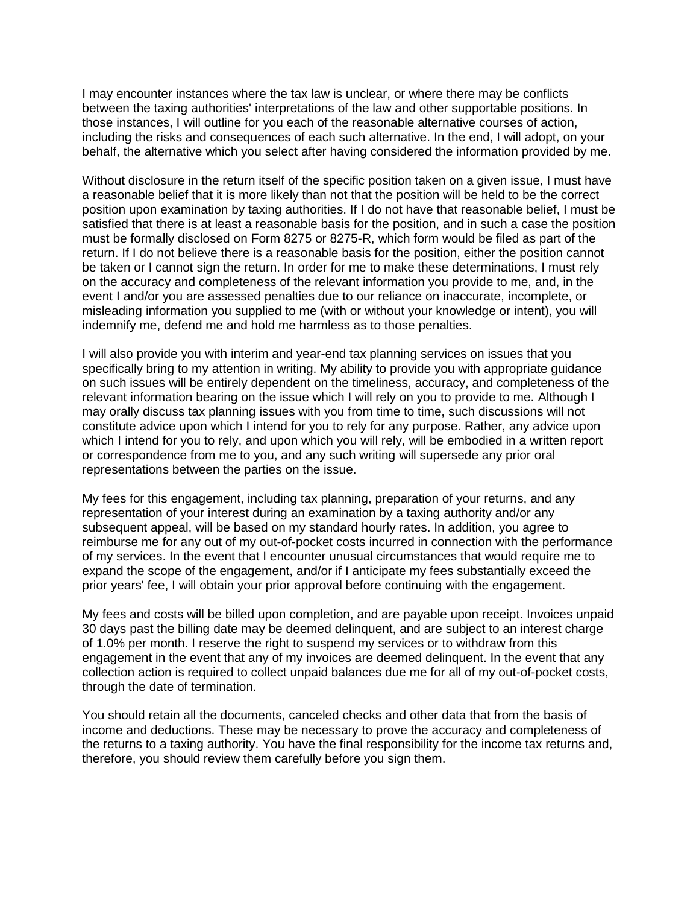I may encounter instances where the tax law is unclear, or where there may be conflicts between the taxing authorities' interpretations of the law and other supportable positions. In those instances, I will outline for you each of the reasonable alternative courses of action, including the risks and consequences of each such alternative. In the end, I will adopt, on your behalf, the alternative which you select after having considered the information provided by me.

Without disclosure in the return itself of the specific position taken on a given issue, I must have a reasonable belief that it is more likely than not that the position will be held to be the correct position upon examination by taxing authorities. If I do not have that reasonable belief, I must be satisfied that there is at least a reasonable basis for the position, and in such a case the position must be formally disclosed on Form 8275 or 8275-R, which form would be filed as part of the return. If I do not believe there is a reasonable basis for the position, either the position cannot be taken or I cannot sign the return. In order for me to make these determinations, I must rely on the accuracy and completeness of the relevant information you provide to me, and, in the event I and/or you are assessed penalties due to our reliance on inaccurate, incomplete, or misleading information you supplied to me (with or without your knowledge or intent), you will indemnify me, defend me and hold me harmless as to those penalties.

I will also provide you with interim and year-end tax planning services on issues that you specifically bring to my attention in writing. My ability to provide you with appropriate guidance on such issues will be entirely dependent on the timeliness, accuracy, and completeness of the relevant information bearing on the issue which I will rely on you to provide to me. Although I may orally discuss tax planning issues with you from time to time, such discussions will not constitute advice upon which I intend for you to rely for any purpose. Rather, any advice upon which I intend for you to rely, and upon which you will rely, will be embodied in a written report or correspondence from me to you, and any such writing will supersede any prior oral representations between the parties on the issue.

My fees for this engagement, including tax planning, preparation of your returns, and any representation of your interest during an examination by a taxing authority and/or any subsequent appeal, will be based on my standard hourly rates. In addition, you agree to reimburse me for any out of my out-of-pocket costs incurred in connection with the performance of my services. In the event that I encounter unusual circumstances that would require me to expand the scope of the engagement, and/or if I anticipate my fees substantially exceed the prior years' fee, I will obtain your prior approval before continuing with the engagement.

My fees and costs will be billed upon completion, and are payable upon receipt. Invoices unpaid 30 days past the billing date may be deemed delinquent, and are subject to an interest charge of 1.0% per month. I reserve the right to suspend my services or to withdraw from this engagement in the event that any of my invoices are deemed delinquent. In the event that any collection action is required to collect unpaid balances due me for all of my out-of-pocket costs, through the date of termination.

You should retain all the documents, canceled checks and other data that from the basis of income and deductions. These may be necessary to prove the accuracy and completeness of the returns to a taxing authority. You have the final responsibility for the income tax returns and, therefore, you should review them carefully before you sign them.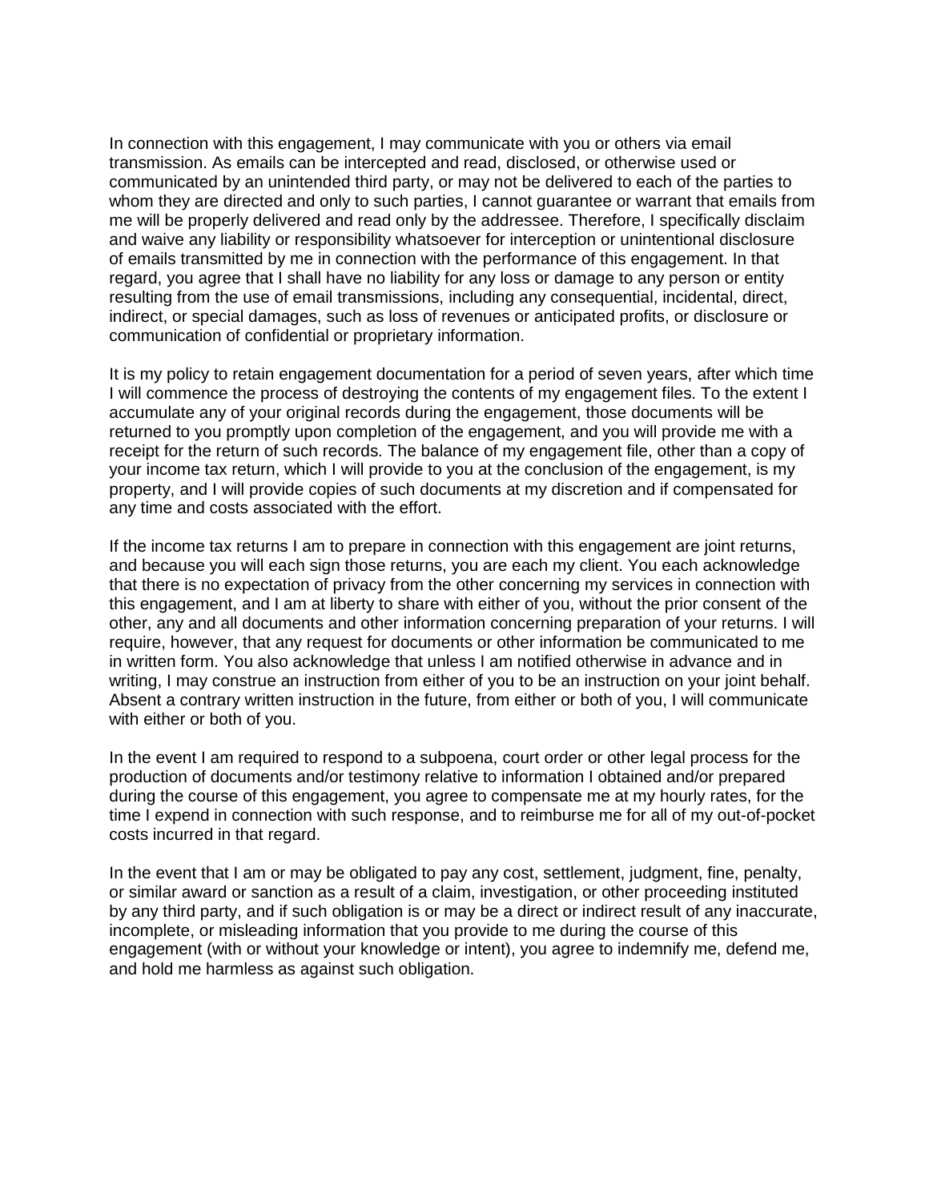In connection with this engagement, I may communicate with you or others via email transmission. As emails can be intercepted and read, disclosed, or otherwise used or communicated by an unintended third party, or may not be delivered to each of the parties to whom they are directed and only to such parties, I cannot guarantee or warrant that emails from me will be properly delivered and read only by the addressee. Therefore, I specifically disclaim and waive any liability or responsibility whatsoever for interception or unintentional disclosure of emails transmitted by me in connection with the performance of this engagement. In that regard, you agree that I shall have no liability for any loss or damage to any person or entity resulting from the use of email transmissions, including any consequential, incidental, direct, indirect, or special damages, such as loss of revenues or anticipated profits, or disclosure or communication of confidential or proprietary information.

It is my policy to retain engagement documentation for a period of seven years, after which time I will commence the process of destroying the contents of my engagement files. To the extent I accumulate any of your original records during the engagement, those documents will be returned to you promptly upon completion of the engagement, and you will provide me with a receipt for the return of such records. The balance of my engagement file, other than a copy of your income tax return, which I will provide to you at the conclusion of the engagement, is my property, and I will provide copies of such documents at my discretion and if compensated for any time and costs associated with the effort.

If the income tax returns I am to prepare in connection with this engagement are joint returns, and because you will each sign those returns, you are each my client. You each acknowledge that there is no expectation of privacy from the other concerning my services in connection with this engagement, and I am at liberty to share with either of you, without the prior consent of the other, any and all documents and other information concerning preparation of your returns. I will require, however, that any request for documents or other information be communicated to me in written form. You also acknowledge that unless I am notified otherwise in advance and in writing, I may construe an instruction from either of you to be an instruction on your joint behalf. Absent a contrary written instruction in the future, from either or both of you, I will communicate with either or both of you.

In the event I am required to respond to a subpoena, court order or other legal process for the production of documents and/or testimony relative to information I obtained and/or prepared during the course of this engagement, you agree to compensate me at my hourly rates, for the time I expend in connection with such response, and to reimburse me for all of my out-of-pocket costs incurred in that regard.

In the event that I am or may be obligated to pay any cost, settlement, judgment, fine, penalty, or similar award or sanction as a result of a claim, investigation, or other proceeding instituted by any third party, and if such obligation is or may be a direct or indirect result of any inaccurate, incomplete, or misleading information that you provide to me during the course of this engagement (with or without your knowledge or intent), you agree to indemnify me, defend me, and hold me harmless as against such obligation.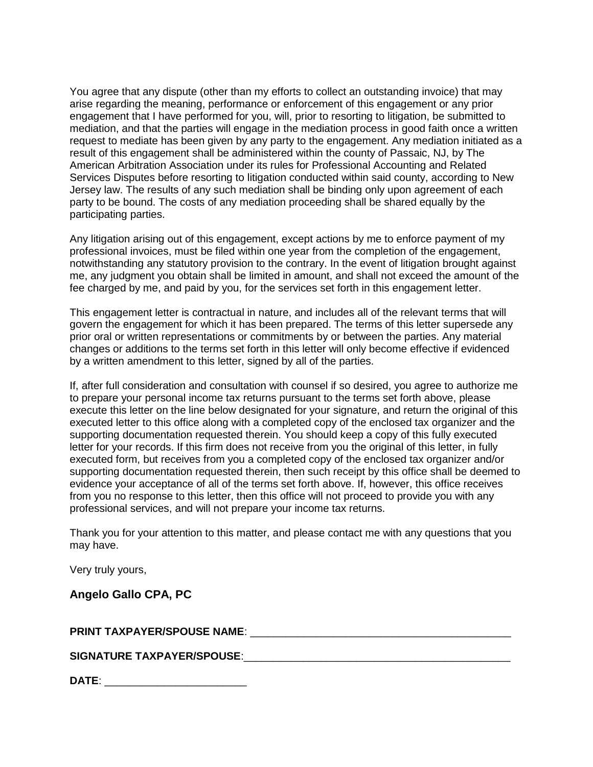You agree that any dispute (other than my efforts to collect an outstanding invoice) that may arise regarding the meaning, performance or enforcement of this engagement or any prior engagement that I have performed for you, will, prior to resorting to litigation, be submitted to mediation, and that the parties will engage in the mediation process in good faith once a written request to mediate has been given by any party to the engagement. Any mediation initiated as a result of this engagement shall be administered within the county of Passaic, NJ, by The American Arbitration Association under its rules for Professional Accounting and Related Services Disputes before resorting to litigation conducted within said county, according to New Jersey law. The results of any such mediation shall be binding only upon agreement of each party to be bound. The costs of any mediation proceeding shall be shared equally by the participating parties.

Any litigation arising out of this engagement, except actions by me to enforce payment of my professional invoices, must be filed within one year from the completion of the engagement, notwithstanding any statutory provision to the contrary. In the event of litigation brought against me, any judgment you obtain shall be limited in amount, and shall not exceed the amount of the fee charged by me, and paid by you, for the services set forth in this engagement letter.

This engagement letter is contractual in nature, and includes all of the relevant terms that will govern the engagement for which it has been prepared. The terms of this letter supersede any prior oral or written representations or commitments by or between the parties. Any material changes or additions to the terms set forth in this letter will only become effective if evidenced by a written amendment to this letter, signed by all of the parties.

If, after full consideration and consultation with counsel if so desired, you agree to authorize me to prepare your personal income tax returns pursuant to the terms set forth above, please execute this letter on the line below designated for your signature, and return the original of this executed letter to this office along with a completed copy of the enclosed tax organizer and the supporting documentation requested therein. You should keep a copy of this fully executed letter for your records. If this firm does not receive from you the original of this letter, in fully executed form, but receives from you a completed copy of the enclosed tax organizer and/or supporting documentation requested therein, then such receipt by this office shall be deemed to evidence your acceptance of all of the terms set forth above. If, however, this office receives from you no response to this letter, then this office will not proceed to provide you with any professional services, and will not prepare your income tax returns.

Thank you for your attention to this matter, and please contact me with any questions that you may have.

Very truly yours,

**Angelo Gallo CPA, PC**

**PRINT TAXPAYER/SPOUSE NAME**: ____________________________________________

**SIGNATURE TAXPAYER/SPOUSE**:______________________________________________

**DATE**: ________________________